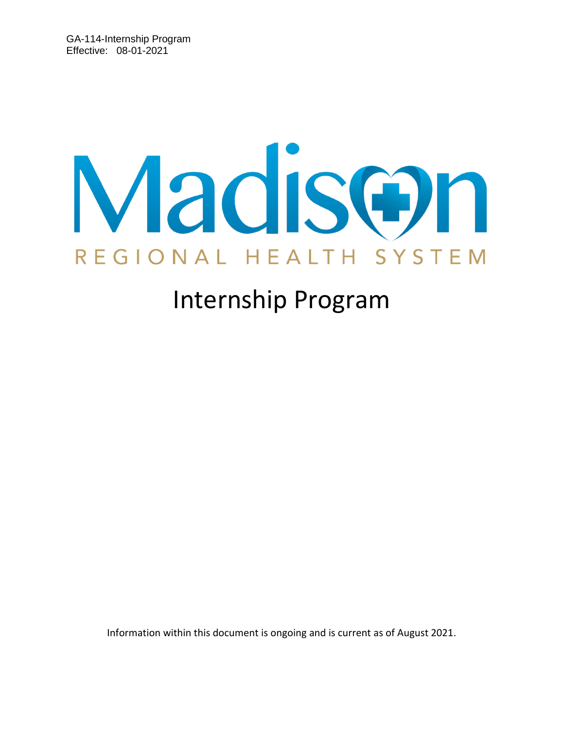GA-114-Internship Program
Effective: 08-01-2021

Madison

REGIONAL HEALTH SYSTEM

# Internship Program

Information within this document is ongoing and is current as of August 2021.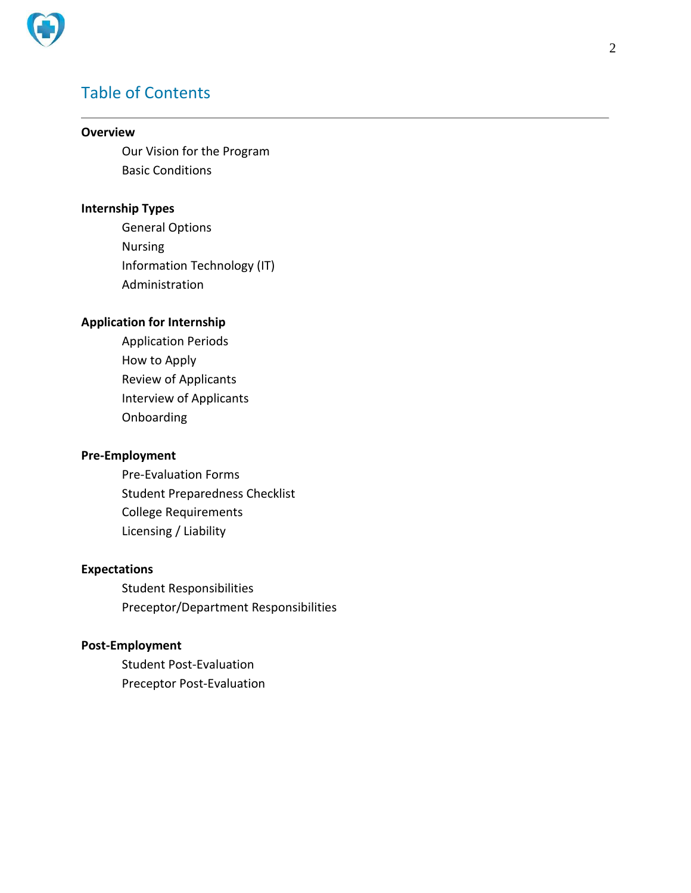# Table of Contents

**Overview**

- Our Vision for the Program
- Basic Conditions

**Internship Types**

- General Options
- Nursing
- Information Technology (IT)
- Administration

**Application for Internship**

- Application Periods
- How to Apply
- Review of Applicants
- Interview of Applicants
- Onboarding

**Pre-Employment**

- Pre-Evaluation Forms
- Student Preparedness Checklist
- College Requirements
- Licensing / Liability

**Expectations**

- Student Responsibilities
- Preceptor/Department Responsibilities

**Post-Employment**

- Student Post-Evaluation
- Preceptor Post-Evaluation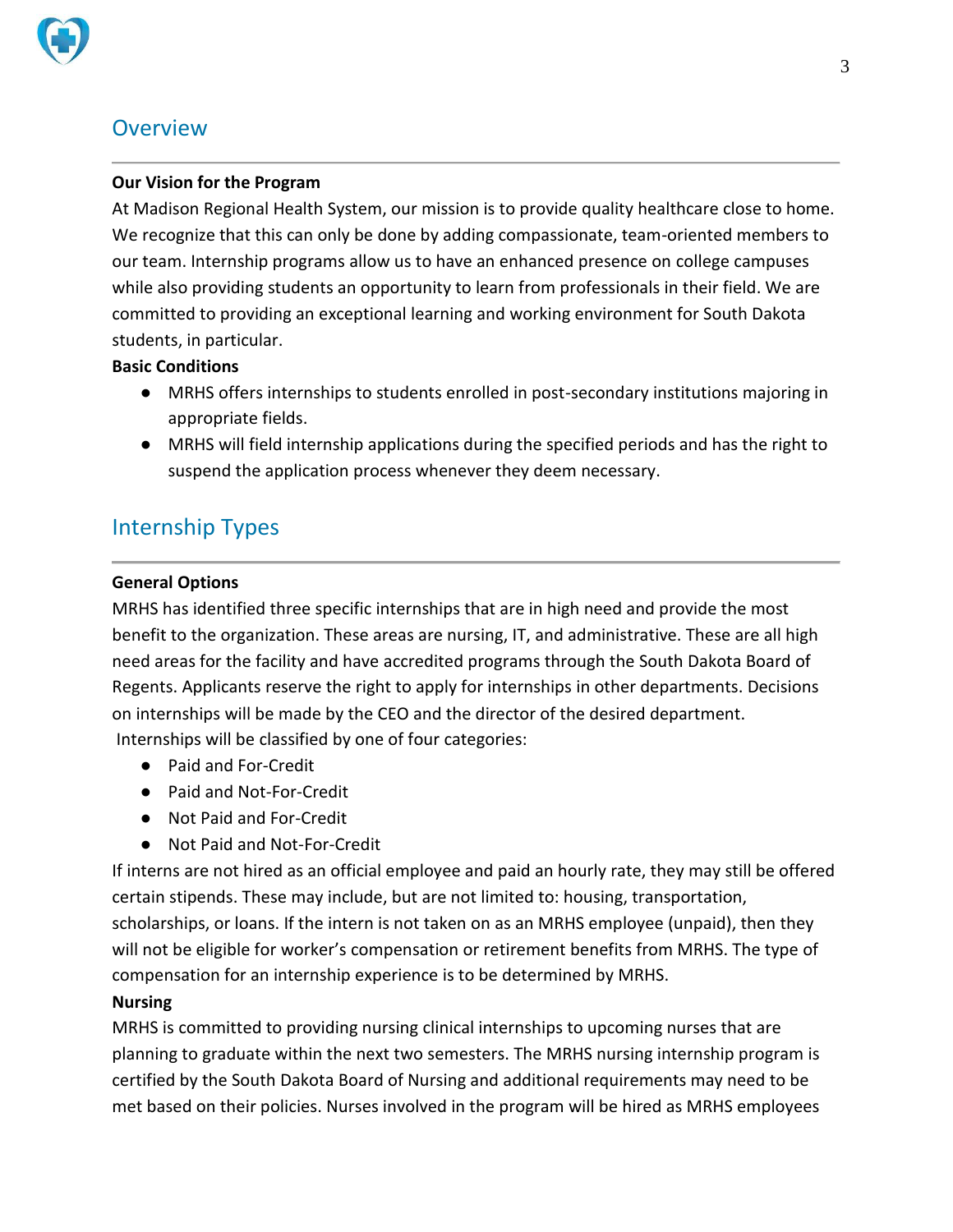## Overview

**Our Vision for the Program**

At Madison Regional Health System, our mission is to provide quality healthcare close to home. We recognize that this can only be done by adding compassionate, team-oriented members to our team. Internship programs allow us to have an enhanced presence on college campuses while also providing students an opportunity to learn from professionals in their field. We are committed to providing an exceptional learning and working environment for South Dakota students, in particular.

**Basic Conditions**

- MRHS offers internships to students enrolled in post-secondary institutions majoring in appropriate fields.
- MRHS will field internship applications during the specified periods and has the right to suspend the application process whenever they deem necessary.

## Internship Types

**General Options**

MRHS has identified three specific internships that are in high need and provide the most benefit to the organization. These areas are nursing, IT, and administrative. These are all high need areas for the facility and have accredited programs through the South Dakota Board of Regents. Applicants reserve the right to apply for internships in other departments. Decisions on internships will be made by the CEO and the director of the desired department.

Internships will be classified by one of four categories:

- Paid and For-Credit
- Paid and Not-For-Credit
- Not Paid and For-Credit
- Not Paid and Not-For-Credit

If interns are not hired as an official employee and paid an hourly rate, they may still be offered certain stipends. These may include, but are not limited to: housing, transportation, scholarships, or loans. If the intern is not taken on as an MRHS employee (unpaid), then they will not be eligible for worker's compensation or retirement benefits from MRHS. The type of compensation for an internship experience is to be determined by MRHS.

**Nursing**

MRHS is committed to providing nursing clinical internships to upcoming nurses that are planning to graduate within the next two semesters. The MRHS nursing internship program is certified by the South Dakota Board of Nursing and additional requirements may need to be met based on their policies. Nurses involved in the program will be hired as MRHS employees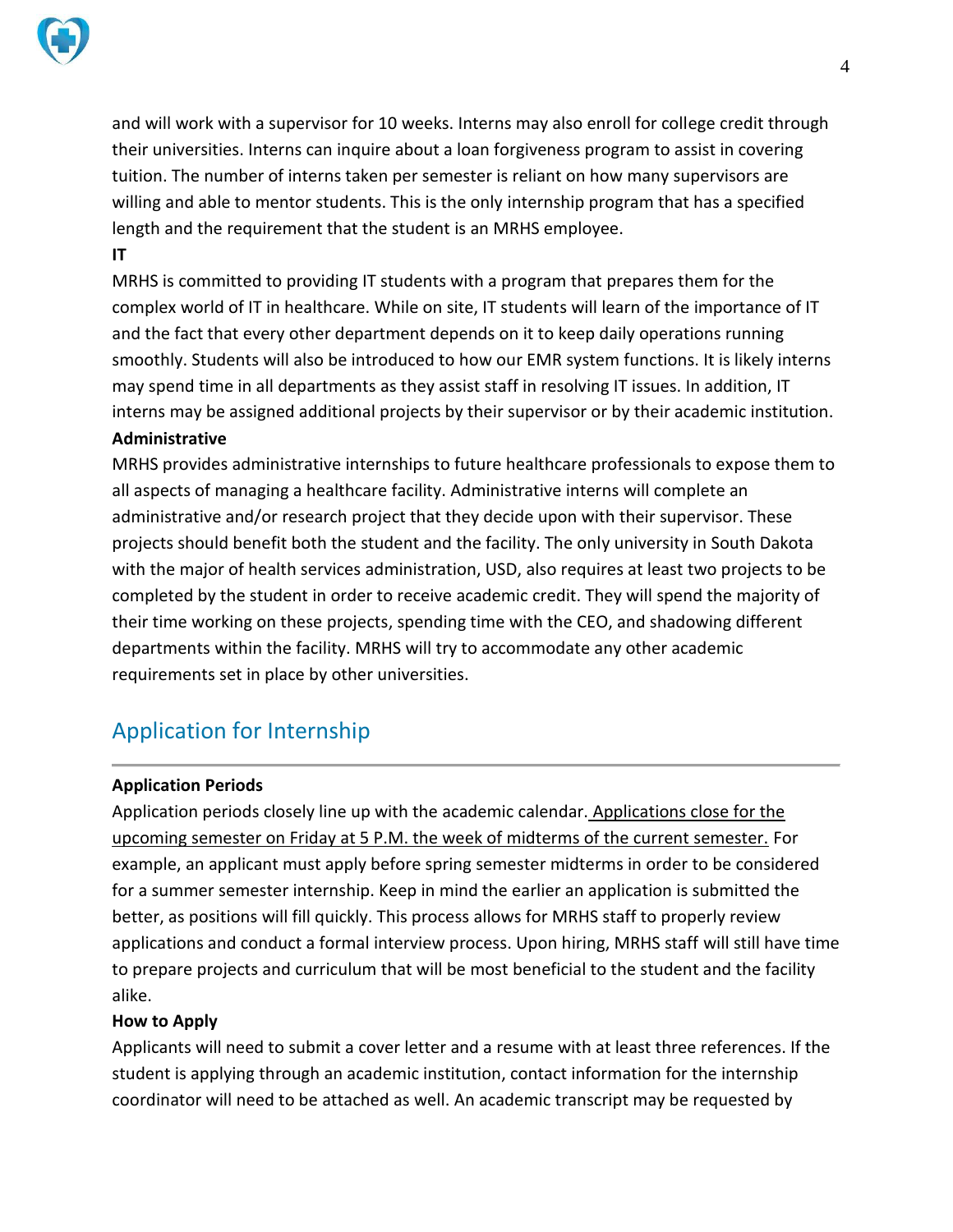and will work with a supervisor for 10 weeks. Interns may also enroll for college credit through their universities. Interns can inquire about a loan forgiveness program to assist in covering tuition. The number of interns taken per semester is reliant on how many supervisors are willing and able to mentor students. This is the only internship program that has a specified length and the requirement that the student is an MRHS employee.

**IT**

MRHS is committed to providing IT students with a program that prepares them for the complex world of IT in healthcare. While on site, IT students will learn of the importance of IT and the fact that every other department depends on it to keep daily operations running smoothly. Students will also be introduced to how our EMR system functions. It is likely interns may spend time in all departments as they assist staff in resolving IT issues. In addition, IT interns may be assigned additional projects by their supervisor or by their academic institution.

**Administrative**

MRHS provides administrative internships to future healthcare professionals to expose them to all aspects of managing a healthcare facility. Administrative interns will complete an administrative and/or research project that they decide upon with their supervisor. These projects should benefit both the student and the facility. The only university in South Dakota with the major of health services administration, USD, also requires at least two projects to be completed by the student in order to receive academic credit. They will spend the majority of their time working on these projects, spending time with the CEO, and shadowing different departments within the facility. MRHS will try to accommodate any other academic requirements set in place by other universities.

## Application for Internship

**Application Periods**

Application periods closely line up with the academic calendar. <u>Applications close for the upcoming semester on Friday at 5 P.M. the week of midterms of the current semester.</u> For example, an applicant must apply before spring semester midterms in order to be considered for a summer semester internship. Keep in mind the earlier an application is submitted the better, as positions will fill quickly. This process allows for MRHS staff to properly review applications and conduct a formal interview process. Upon hiring, MRHS staff will still have time to prepare projects and curriculum that will be most beneficial to the student and the facility alike.

**How to Apply**

Applicants will need to submit a cover letter and a resume with at least three references. If the student is applying through an academic institution, contact information for the internship coordinator will need to be attached as well. An academic transcript may be requested by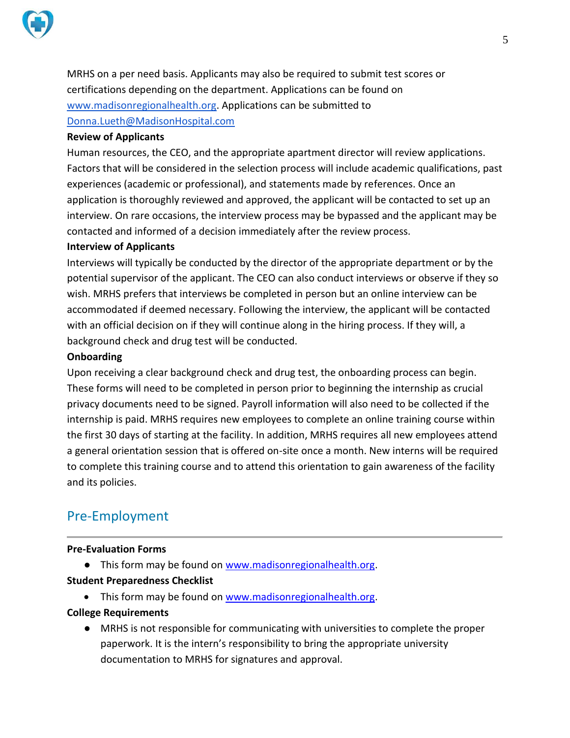MRHS on a per need basis. Applicants may also be required to submit test scores or certifications depending on the department. Applications can be found on [www.madisonregionalhealth.org](http://www.madisonregionalhealth.org). Applications can be submitted to [Donna.Lueth@MadisonHospital.com](mailto:Donna.Lueth@MadisonHospital.com)

**Review of Applicants**

Human resources, the CEO, and the appropriate apartment director will review applications. Factors that will be considered in the selection process will include academic qualifications, past experiences (academic or professional), and statements made by references. Once an application is thoroughly reviewed and approved, the applicant will be contacted to set up an interview. On rare occasions, the interview process may be bypassed and the applicant may be contacted and informed of a decision immediately after the review process.

**Interview of Applicants**

Interviews will typically be conducted by the director of the appropriate department or by the potential supervisor of the applicant. The CEO can also conduct interviews or observe if they so wish. MRHS prefers that interviews be completed in person but an online interview can be accommodated if deemed necessary. Following the interview, the applicant will be contacted with an official decision on if they will continue along in the hiring process. If they will, a background check and drug test will be conducted.

**Onboarding**

Upon receiving a clear background check and drug test, the onboarding process can begin. These forms will need to be completed in person prior to beginning the internship as crucial privacy documents need to be signed. Payroll information will also need to be collected if the internship is paid. MRHS requires new employees to complete an online training course within the first 30 days of starting at the facility. In addition, MRHS requires all new employees attend a general orientation session that is offered on-site once a month. New interns will be required to complete this training course and to attend this orientation to gain awareness of the facility and its policies.

## Pre-Employment

**Pre-Evaluation Forms**

- This form may be found on [www.madisonregionalhealth.org](http://www.madisonregionalhealth.org).

**Student Preparedness Checklist**

- This form may be found on [www.madisonregionalhealth.org](http://www.madisonregionalhealth.org).

**College Requirements**

- MRHS is not responsible for communicating with universities to complete the proper paperwork. It is the intern's responsibility to bring the appropriate university documentation to MRHS for signatures and approval.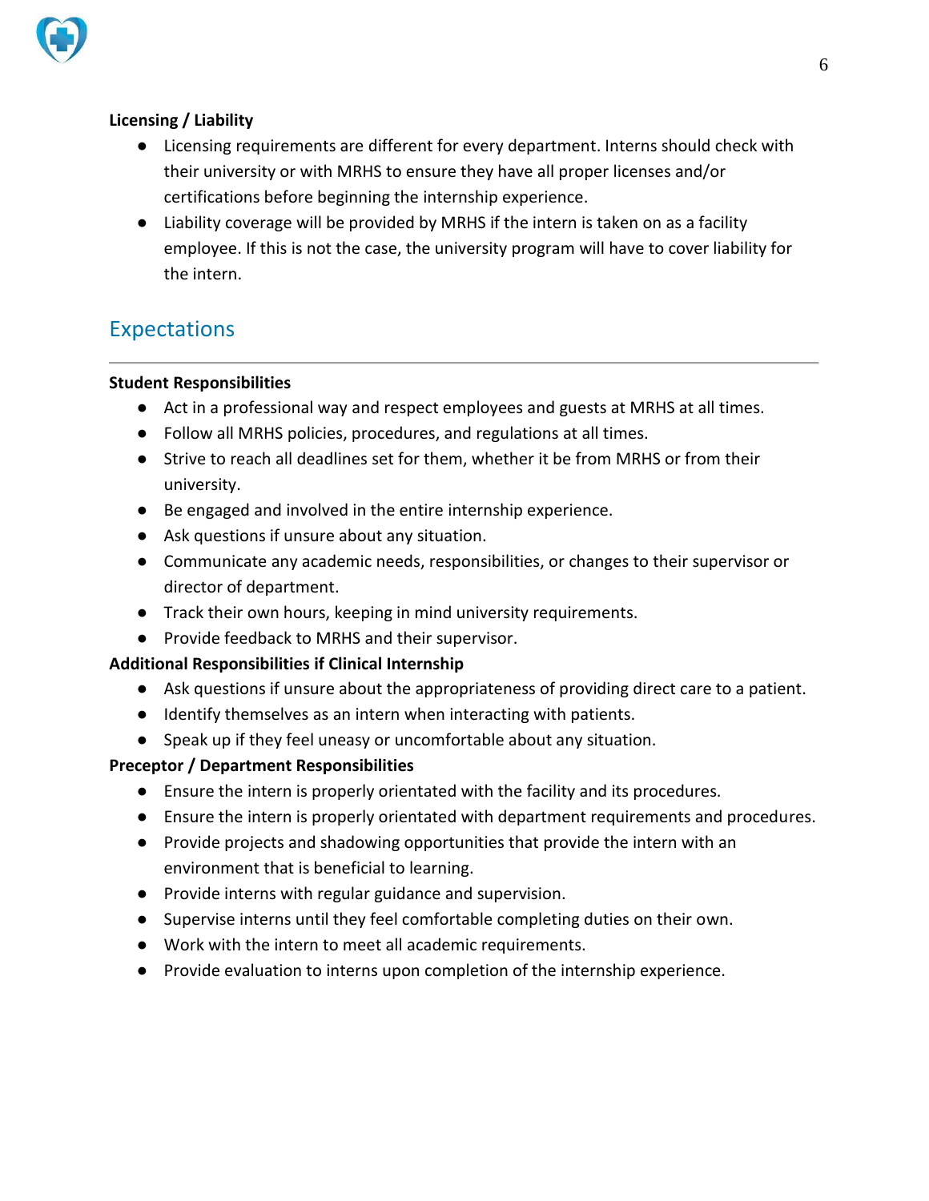**Licensing / Liability**

- Licensing requirements are different for every department. Interns should check with their university or with MRHS to ensure they have all proper licenses and/or certifications before beginning the internship experience.
- Liability coverage will be provided by MRHS if the intern is taken on as a facility employee. If this is not the case, the university program will have to cover liability for the intern.

## Expectations

**Student Responsibilities**

- Act in a professional way and respect employees and guests at MRHS at all times.
- Follow all MRHS policies, procedures, and regulations at all times.
- Strive to reach all deadlines set for them, whether it be from MRHS or from their university.
- Be engaged and involved in the entire internship experience.
- Ask questions if unsure about any situation.
- Communicate any academic needs, responsibilities, or changes to their supervisor or director of department.
- Track their own hours, keeping in mind university requirements.
- Provide feedback to MRHS and their supervisor.

**Additional Responsibilities if Clinical Internship**

- Ask questions if unsure about the appropriateness of providing direct care to a patient.
- Identify themselves as an intern when interacting with patients.
- Speak up if they feel uneasy or uncomfortable about any situation.

**Preceptor / Department Responsibilities**

- Ensure the intern is properly orientated with the facility and its procedures.
- Ensure the intern is properly orientated with department requirements and procedures.
- Provide projects and shadowing opportunities that provide the intern with an environment that is beneficial to learning.
- Provide interns with regular guidance and supervision.
- Supervise interns until they feel comfortable completing duties on their own.
- Work with the intern to meet all academic requirements.
- Provide evaluation to interns upon completion of the internship experience.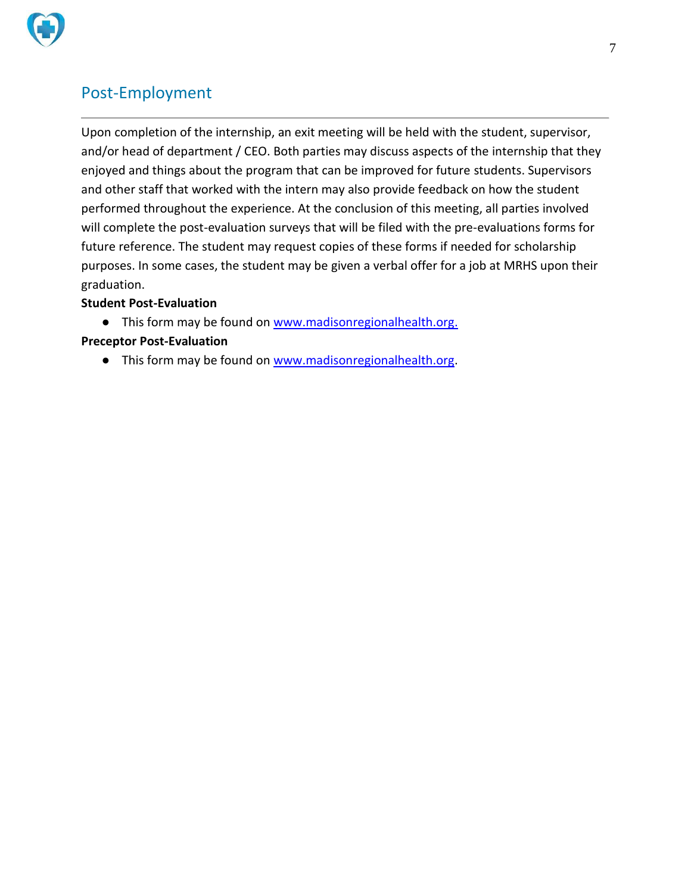## Post-Employment

Upon completion of the internship, an exit meeting will be held with the student, supervisor, and/or head of department / CEO. Both parties may discuss aspects of the internship that they enjoyed and things about the program that can be improved for future students. Supervisors and other staff that worked with the intern may also provide feedback on how the student performed throughout the experience. At the conclusion of this meeting, all parties involved will complete the post-evaluation surveys that will be filed with the pre-evaluations forms for future reference. The student may request copies of these forms if needed for scholarship purposes. In some cases, the student may be given a verbal offer for a job at MRHS upon their graduation.

**Student Post-Evaluation**

- This form may be found on [www.madisonregionalhealth.org.](www.madisonregionalhealth.org)

**Preceptor Post-Evaluation**

- This form may be found on [www.madisonregionalhealth.org](www.madisonregionalhealth.org).